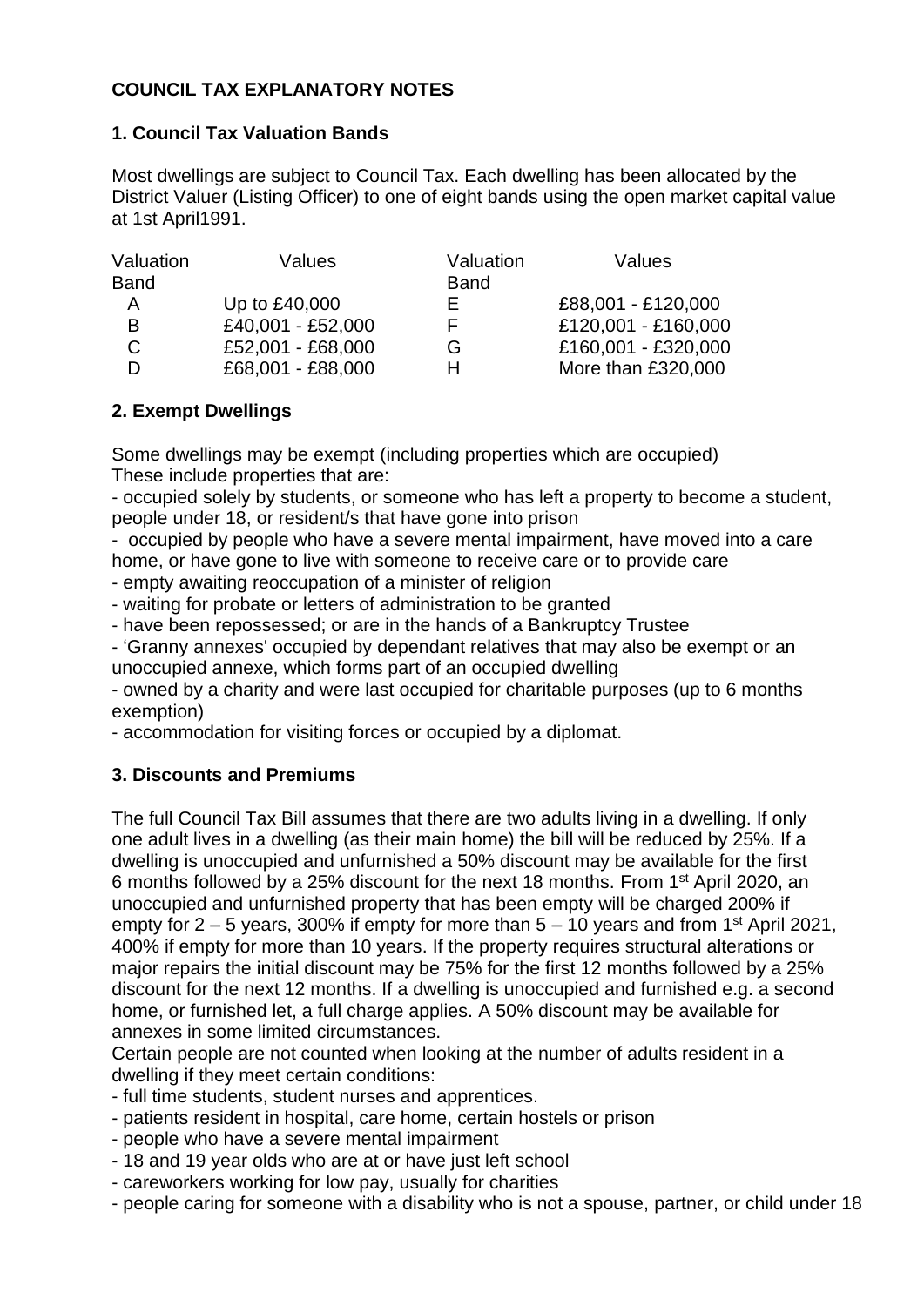**COUNCIL TAX EXPLANATORY NOTES**

**1. Council Tax Valuation Bands**

Most dwellings are subject to Council Tax. Each dwelling has been allocated by the District Valuer (Listing Officer) to one of eight bands using the open market capital value at 1st April1991.

| Valuation Band | Values | Valuation Band | Values |
|---|---|---|---|
| A | Up to £40,000 | E | £88,001 - £120,000 |
| B | £40,001 - £52,000 | F | £120,001 - £160,000 |
| C | £52,001 - £68,000 | G | £160,001 - £320,000 |
| D | £68,001 - £88,000 | H | More than £320,000 |

**2. Exempt Dwellings**

Some dwellings may be exempt (including properties which are occupied)
These include properties that are:

- occupied solely by students, or someone who has left a property to become a student, people under 18, or resident/s that have gone into prison
- occupied by people who have a severe mental impairment, have moved into a care home, or have gone to live with someone to receive care or to provide care
- empty awaiting reoccupation of a minister of religion
- waiting for probate or letters of administration to be granted
- have been repossessed; or are in the hands of a Bankruptcy Trustee
- 'Granny annexes' occupied by dependant relatives that may also be exempt or an unoccupied annexe, which forms part of an occupied dwelling
- owned by a charity and were last occupied for charitable purposes (up to 6 months exemption)
- accommodation for visiting forces or occupied by a diplomat.

**3. Discounts and Premiums**

The full Council Tax Bill assumes that there are two adults living in a dwelling. If only one adult lives in a dwelling (as their main home) the bill will be reduced by 25%. If a dwelling is unoccupied and unfurnished a 50% discount may be available for the first 6 months followed by a 25% discount for the next 18 months. From 1st April 2020, an unoccupied and unfurnished property that has been empty will be charged 200% if empty for 2 – 5 years, 300% if empty for more than 5 – 10 years and from 1st April 2021, 400% if empty for more than 10 years. If the property requires structural alterations or major repairs the initial discount may be 75% for the first 12 months followed by a 25% discount for the next 12 months. If a dwelling is unoccupied and furnished e.g. a second home, or furnished let, a full charge applies. A 50% discount may be available for annexes in some limited circumstances.

Certain people are not counted when looking at the number of adults resident in a dwelling if they meet certain conditions:

- full time students, student nurses and apprentices.
- patients resident in hospital, care home, certain hostels or prison
- people who have a severe mental impairment
- 18 and 19 year olds who are at or have just left school
- careworkers working for low pay, usually for charities
- people caring for someone with a disability who is not a spouse, partner, or child under 18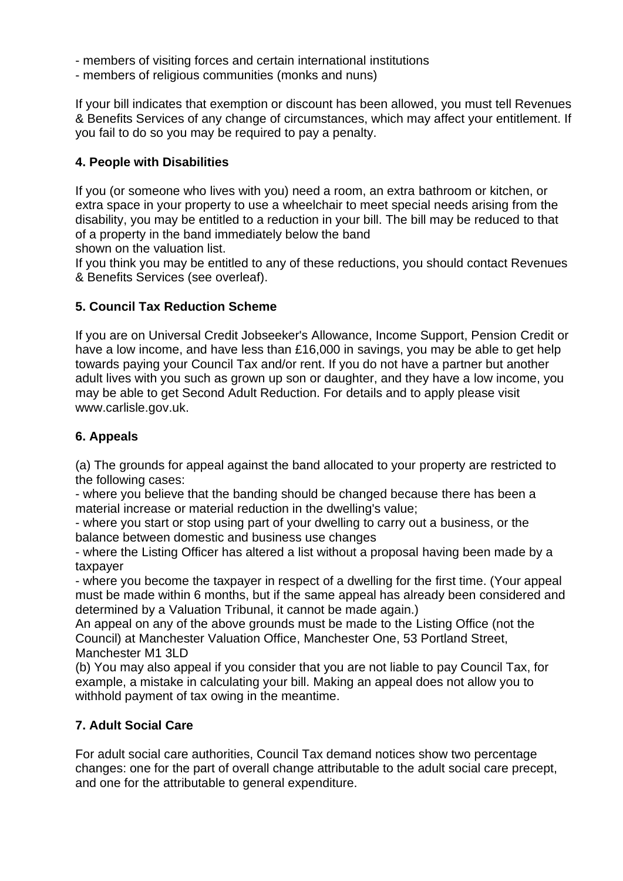- members of visiting forces and certain international institutions
- members of religious communities (monks and nuns)

If your bill indicates that exemption or discount has been allowed, you must tell Revenues & Benefits Services of any change of circumstances, which may affect your entitlement. If you fail to do so you may be required to pay a penalty.

### 4. People with Disabilities

If you (or someone who lives with you) need a room, an extra bathroom or kitchen, or extra space in your property to use a wheelchair to meet special needs arising from the disability, you may be entitled to a reduction in your bill. The bill may be reduced to that of a property in the band immediately below the band
shown on the valuation list.
If you think you may be entitled to any of these reductions, you should contact Revenues & Benefits Services (see overleaf).

### 5. Council Tax Reduction Scheme

If you are on Universal Credit Jobseeker's Allowance, Income Support, Pension Credit or have a low income, and have less than £16,000 in savings, you may be able to get help towards paying your Council Tax and/or rent. If you do not have a partner but another adult lives with you such as grown up son or daughter, and they have a low income, you may be able to get Second Adult Reduction. For details and to apply please visit www.carlisle.gov.uk.

### 6. Appeals

(a) The grounds for appeal against the band allocated to your property are restricted to the following cases:
- where you believe that the banding should be changed because there has been a material increase or material reduction in the dwelling's value;
- where you start or stop using part of your dwelling to carry out a business, or the balance between domestic and business use changes
- where the Listing Officer has altered a list without a proposal having been made by a taxpayer
- where you become the taxpayer in respect of a dwelling for the first time. (Your appeal must be made within 6 months, but if the same appeal has already been considered and determined by a Valuation Tribunal, it cannot be made again.)

An appeal on any of the above grounds must be made to the Listing Office (not the Council) at Manchester Valuation Office, Manchester One, 53 Portland Street, Manchester M1 3LD
(b) You may also appeal if you consider that you are not liable to pay Council Tax, for example, a mistake in calculating your bill. Making an appeal does not allow you to withhold payment of tax owing in the meantime.

### 7. Adult Social Care

For adult social care authorities, Council Tax demand notices show two percentage changes: one for the part of overall change attributable to the adult social care precept, and one for the attributable to general expenditure.